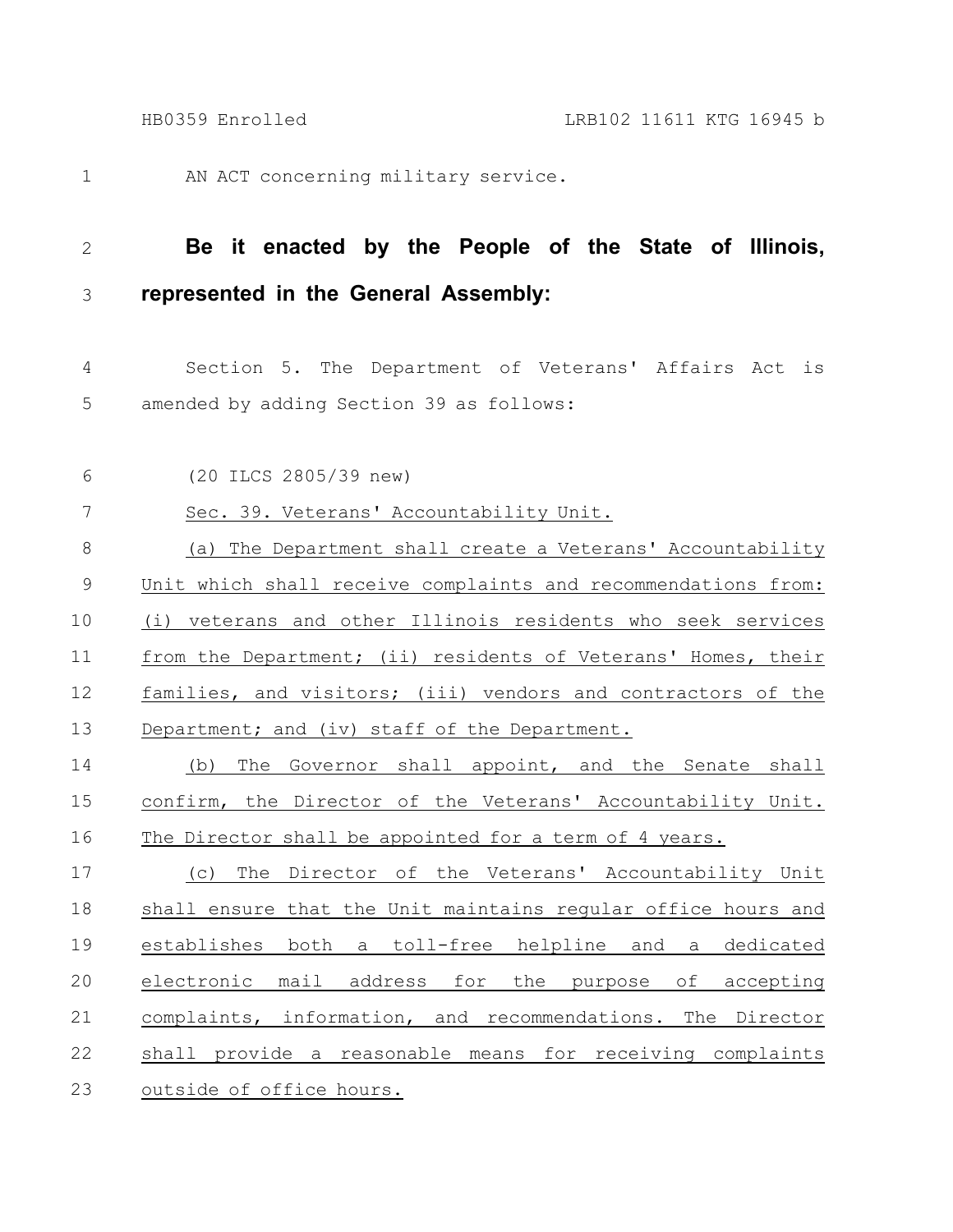AN ACT concerning military service.

**Be it enacted by the People of the State of Illinois, represented in the General Assembly:**

Section 5. The Department of Veterans' Affairs Act is amended by adding Section 39 as follows:

(20 ILCS 2805/39 new)

Sec. 39. Veterans' Accountability Unit.

(a) The Department shall create a Veterans' Accountability Unit which shall receive complaints and recommendations from: (i) veterans and other Illinois residents who seek services from the Department; (ii) residents of Veterans' Homes, their families, and visitors; (iii) vendors and contractors of the Department; and (iv) staff of the Department.

(b) The Governor shall appoint, and the Senate shall confirm, the Director of the Veterans' Accountability Unit. The Director shall be appointed for a term of 4 years.

(c) The Director of the Veterans' Accountability Unit shall ensure that the Unit maintains regular office hours and establishes both a toll-free helpline and a dedicated electronic mail address for the purpose of accepting complaints, information, and recommendations. The Director shall provide a reasonable means for receiving complaints outside of office hours.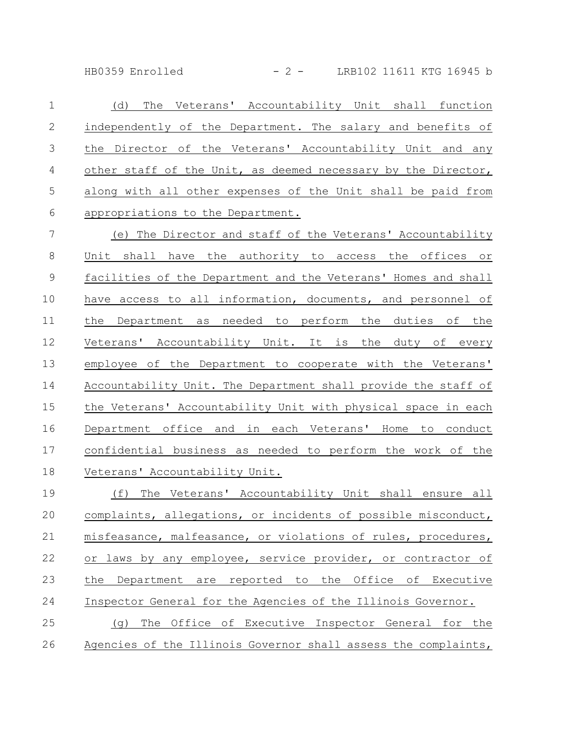(d) The Veterans' Accountability Unit shall function independently of the Department. The salary and benefits of the Director of the Veterans' Accountability Unit and any other staff of the Unit, as deemed necessary by the Director, along with all other expenses of the Unit shall be paid from appropriations to the Department.

(e) The Director and staff of the Veterans' Accountability Unit shall have the authority to access the offices or facilities of the Department and the Veterans' Homes and shall have access to all information, documents, and personnel of the Department as needed to perform the duties of the Veterans' Accountability Unit. It is the duty of every employee of the Department to cooperate with the Veterans' Accountability Unit. The Department shall provide the staff of the Veterans' Accountability Unit with physical space in each Department office and in each Veterans' Home to conduct confidential business as needed to perform the work of the Veterans' Accountability Unit.

(f) The Veterans' Accountability Unit shall ensure all complaints, allegations, or incidents of possible misconduct, misfeasance, malfeasance, or violations of rules, procedures, or laws by any employee, service provider, or contractor of the Department are reported to the Office of Executive Inspector General for the Agencies of the Illinois Governor.

(g) The Office of Executive Inspector General for the Agencies of the Illinois Governor shall assess the complaints,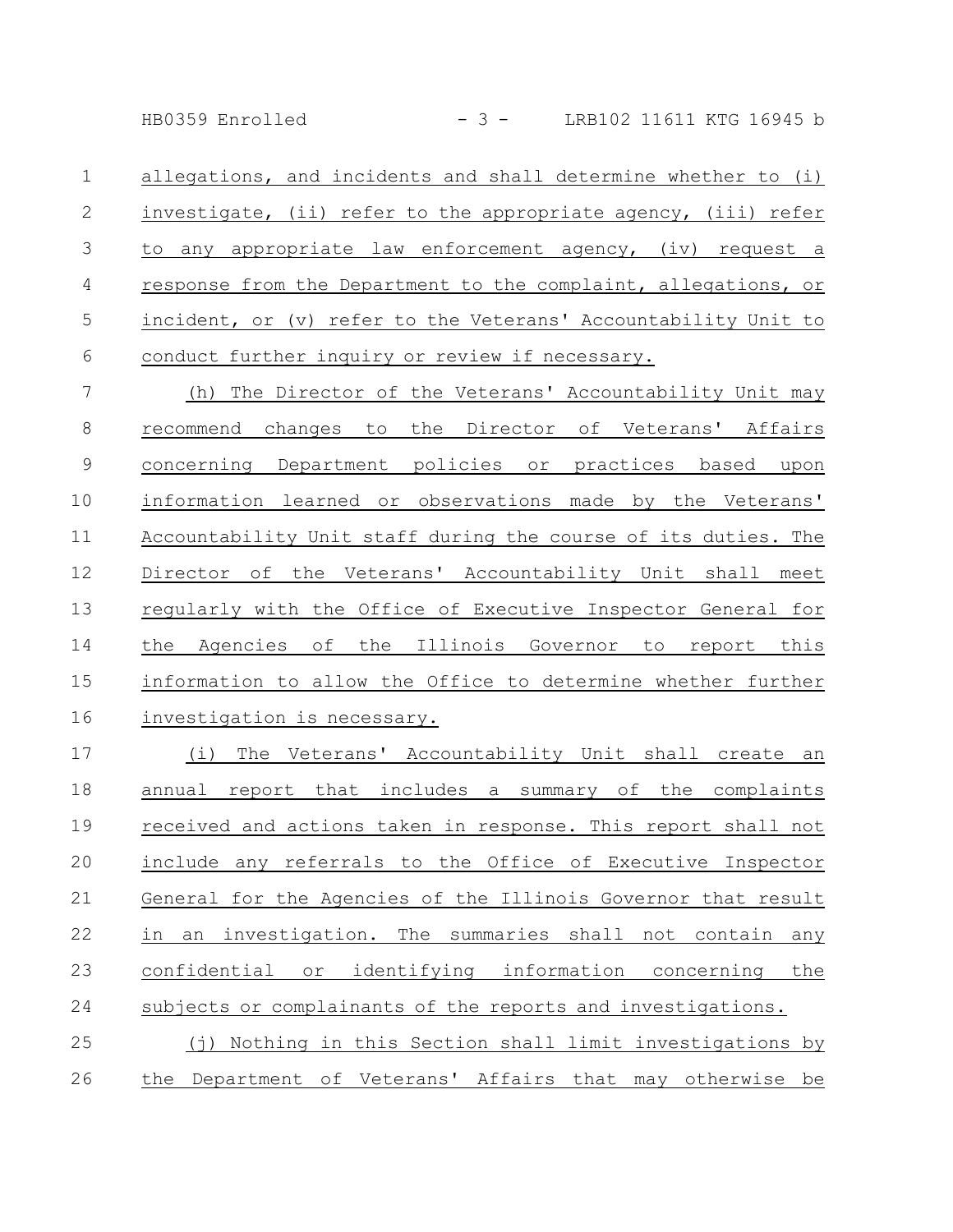allegations, and incidents and shall determine whether to (i) investigate, (ii) refer to the appropriate agency, (iii) refer to any appropriate law enforcement agency, (iv) request a response from the Department to the complaint, allegations, or incident, or (v) refer to the Veterans' Accountability Unit to conduct further inquiry or review if necessary.

(h) The Director of the Veterans' Accountability Unit may recommend changes to the Director of Veterans' Affairs concerning Department policies or practices based upon information learned or observations made by the Veterans' Accountability Unit staff during the course of its duties. The Director of the Veterans' Accountability Unit shall meet regularly with the Office of Executive Inspector General for the Agencies of the Illinois Governor to report this information to allow the Office to determine whether further investigation is necessary.

(i) The Veterans' Accountability Unit shall create an annual report that includes a summary of the complaints received and actions taken in response. This report shall not include any referrals to the Office of Executive Inspector General for the Agencies of the Illinois Governor that result in an investigation. The summaries shall not contain any confidential or identifying information concerning the subjects or complainants of the reports and investigations.

(j) Nothing in this Section shall limit investigations by the Department of Veterans' Affairs that may otherwise be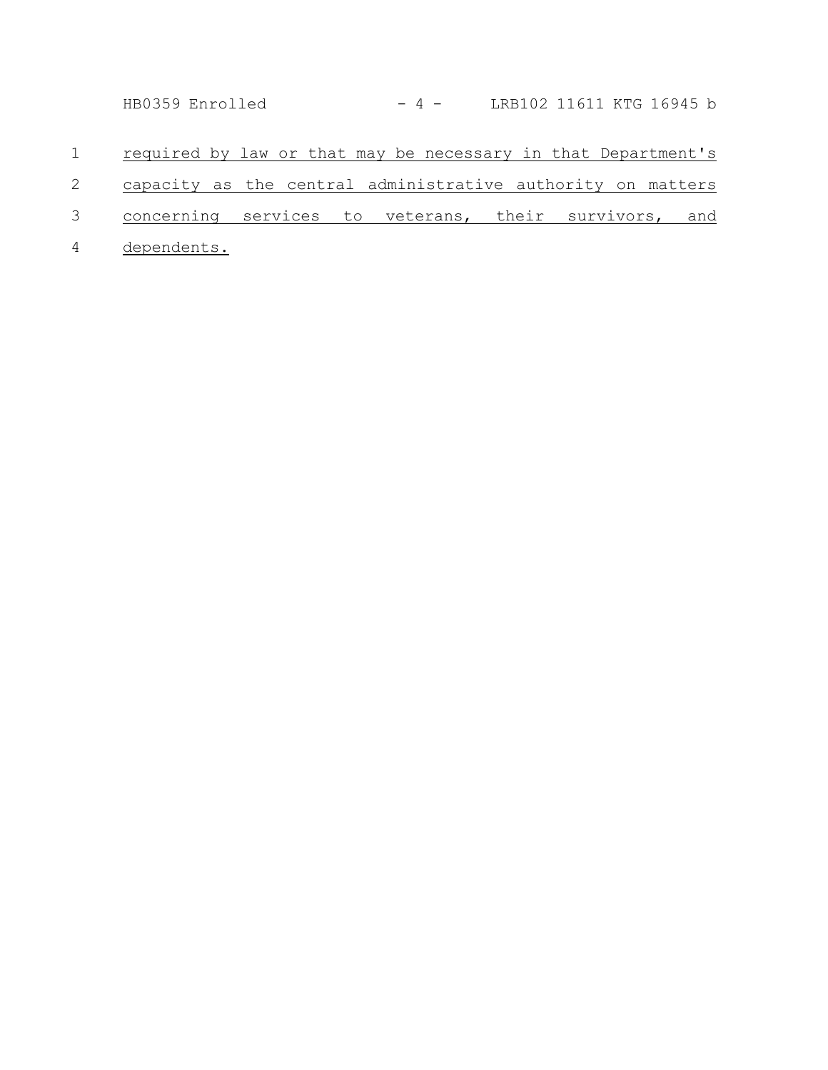required by law or that may be necessary in that Department's capacity as the central administrative authority on matters concerning services to veterans, their survivors, and dependents.